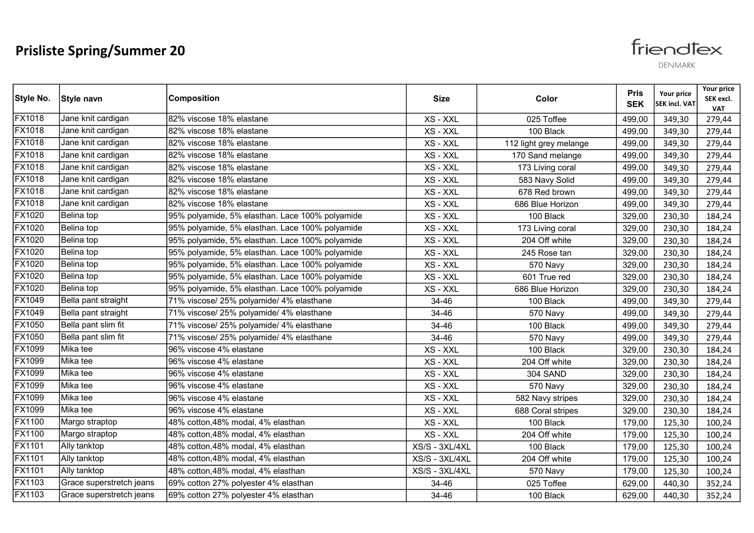# Prisliste Spring/Summer 20

friendtex
DENMARK

| Style No. | Style navn | Composition | Size | Color | Pris SEK | Your price SEK incl. VAT | Your price SEK excl. VAT |
|---|---|---|---|---|---|---|---|
| FX1018 | Jane knit cardigan | 82% viscose 18% elastane | XS - XXL | 025 Toffee | 499,00 | 349,30 | 279,44 |
| FX1018 | Jane knit cardigan | 82% viscose 18% elastane | XS - XXL | 100 Black | 499,00 | 349,30 | 279,44 |
| FX1018 | Jane knit cardigan | 82% viscose 18% elastane | XS - XXL | 112 light grey melange | 499,00 | 349,30 | 279,44 |
| FX1018 | Jane knit cardigan | 82% viscose 18% elastane | XS - XXL | 170 Sand melange | 499,00 | 349,30 | 279,44 |
| FX1018 | Jane knit cardigan | 82% viscose 18% elastane | XS - XXL | 173 Living coral | 499,00 | 349,30 | 279,44 |
| FX1018 | Jane knit cardigan | 82% viscose 18% elastane | XS - XXL | 583 Navy Solid | 499,00 | 349,30 | 279,44 |
| FX1018 | Jane knit cardigan | 82% viscose 18% elastane | XS - XXL | 678 Red brown | 499,00 | 349,30 | 279,44 |
| FX1018 | Jane knit cardigan | 82% viscose 18% elastane | XS - XXL | 686 Blue Horizon | 499,00 | 349,30 | 279,44 |
| FX1020 | Belina top | 95% polyamide, 5% elasthan. Lace 100% polyamide | XS - XXL | 100 Black | 329,00 | 230,30 | 184,24 |
| FX1020 | Belina top | 95% polyamide, 5% elasthan. Lace 100% polyamide | XS - XXL | 173 Living coral | 329,00 | 230,30 | 184,24 |
| FX1020 | Belina top | 95% polyamide, 5% elasthan. Lace 100% polyamide | XS - XXL | 204 Off white | 329,00 | 230,30 | 184,24 |
| FX1020 | Belina top | 95% polyamide, 5% elasthan. Lace 100% polyamide | XS - XXL | 245 Rose tan | 329,00 | 230,30 | 184,24 |
| FX1020 | Belina top | 95% polyamide, 5% elasthan. Lace 100% polyamide | XS - XXL | 570 Navy | 329,00 | 230,30 | 184,24 |
| FX1020 | Belina top | 95% polyamide, 5% elasthan. Lace 100% polyamide | XS - XXL | 601 True red | 329,00 | 230,30 | 184,24 |
| FX1020 | Belina top | 95% polyamide, 5% elasthan. Lace 100% polyamide | XS - XXL | 686 Blue Horizon | 329,00 | 230,30 | 184,24 |
| FX1049 | Bella pant straight | 71% viscose/ 25% polyamide/ 4% elasthane | 34-46 | 100 Black | 499,00 | 349,30 | 279,44 |
| FX1049 | Bella pant straight | 71% viscose/ 25% polyamide/ 4% elasthane | 34-46 | 570 Navy | 499,00 | 349,30 | 279,44 |
| FX1050 | Bella pant slim fit | 71% viscose/ 25% polyamide/ 4% elasthane | 34-46 | 100 Black | 499,00 | 349,30 | 279,44 |
| FX1050 | Bella pant slim fit | 71% viscose/ 25% polyamide/ 4% elasthane | 34-46 | 570 Navy | 499,00 | 349,30 | 279,44 |
| FX1099 | Mika tee | 96% viscose 4% elastane | XS - XXL | 100 Black | 329,00 | 230,30 | 184,24 |
| FX1099 | Mika tee | 96% viscose 4% elastane | XS - XXL | 204 Off white | 329,00 | 230,30 | 184,24 |
| FX1099 | Mika tee | 96% viscose 4% elastane | XS - XXL | 304 SAND | 329,00 | 230,30 | 184,24 |
| FX1099 | Mika tee | 96% viscose 4% elastane | XS - XXL | 570 Navy | 329,00 | 230,30 | 184,24 |
| FX1099 | Mika tee | 96% viscose 4% elastane | XS - XXL | 582 Navy stripes | 329,00 | 230,30 | 184,24 |
| FX1099 | Mika tee | 96% viscose 4% elastane | XS - XXL | 688 Coral stripes | 329,00 | 230,30 | 184,24 |
| FX1100 | Margo straptop | 48% cotton,48% modal, 4% elasthan | XS - XXL | 100 Black | 179,00 | 125,30 | 100,24 |
| FX1100 | Margo straptop | 48% cotton,48% modal, 4% elasthan | XS - XXL | 204 Off white | 179,00 | 125,30 | 100,24 |
| FX1101 | Ally tanktop | 48% cotton,48% modal, 4% elasthan | XS/S - 3XL/4XL | 100 Black | 179,00 | 125,30 | 100,24 |
| FX1101 | Ally tanktop | 48% cotton,48% modal, 4% elasthan | XS/S - 3XL/4XL | 204 Off white | 179,00 | 125,30 | 100,24 |
| FX1101 | Ally tanktop | 48% cotton,48% modal, 4% elasthan | XS/S - 3XL/4XL | 570 Navy | 179,00 | 125,30 | 100,24 |
| FX1103 | Grace superstretch jeans | 69% cotton 27% polyester 4% elasthan | 34-46 | 025 Toffee | 629,00 | 440,30 | 352,24 |
| FX1103 | Grace superstretch jeans | 69% cotton 27% polyester 4% elasthan | 34-46 | 100 Black | 629,00 | 440,30 | 352,24 |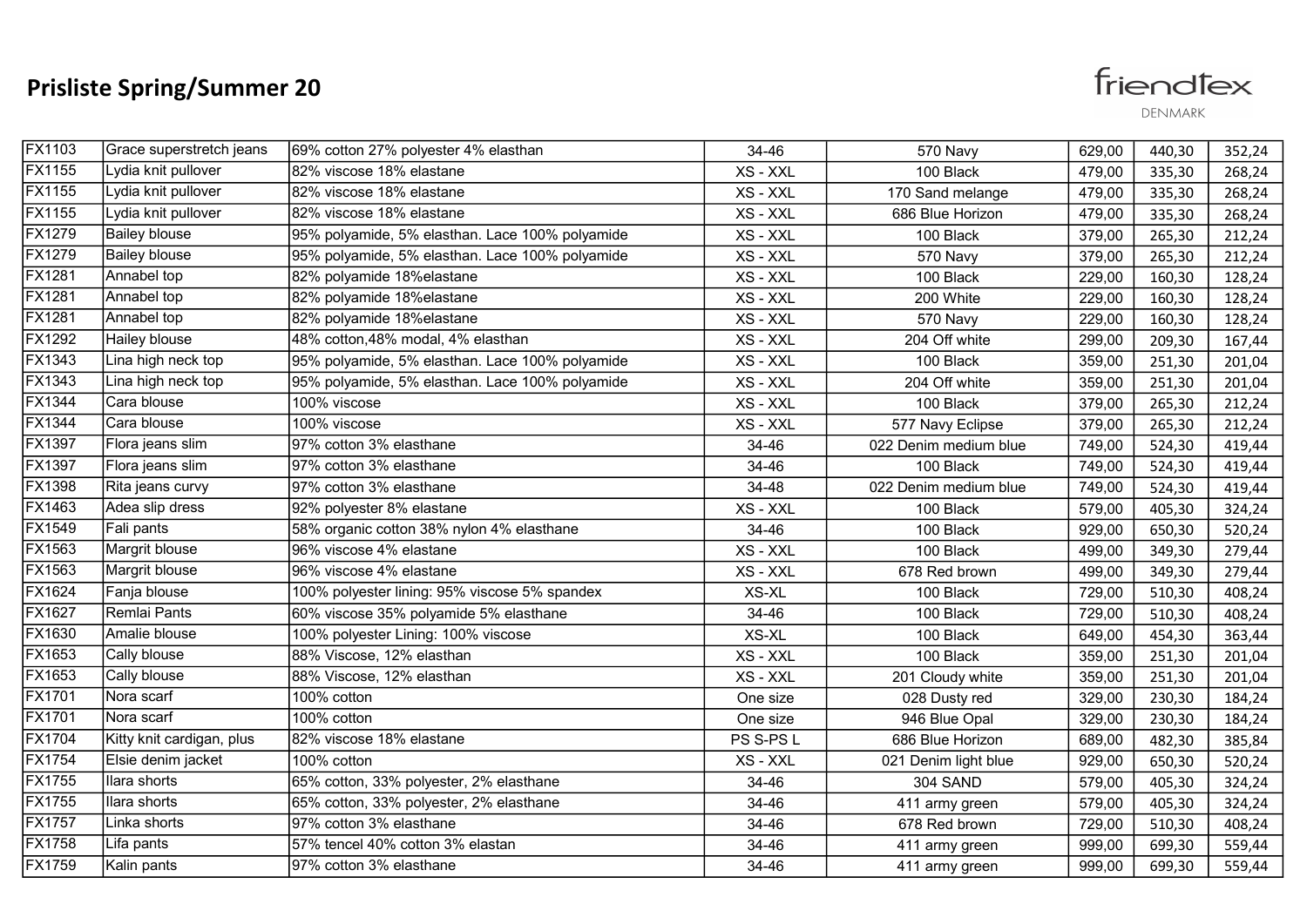# Prisliste Spring/Summer 20

friendtex DENMARK

| | | | | | | | |
|---|---|---|---|---|---|---|---|
| FX1103 | Grace superstretch jeans | 69% cotton 27% polyester 4% elasthan | 34-46 | 570 Navy | 629,00 | 440,30 | 352,24 |
| FX1155 | Lydia knit pullover | 82% viscose 18% elastane | XS - XXL | 100 Black | 479,00 | 335,30 | 268,24 |
| FX1155 | Lydia knit pullover | 82% viscose 18% elastane | XS - XXL | 170 Sand melange | 479,00 | 335,30 | 268,24 |
| FX1155 | Lydia knit pullover | 82% viscose 18% elastane | XS - XXL | 686 Blue Horizon | 479,00 | 335,30 | 268,24 |
| FX1279 | Bailey blouse | 95% polyamide, 5% elasthan. Lace 100% polyamide | XS - XXL | 100 Black | 379,00 | 265,30 | 212,24 |
| FX1279 | Bailey blouse | 95% polyamide, 5% elasthan. Lace 100% polyamide | XS - XXL | 570 Navy | 379,00 | 265,30 | 212,24 |
| FX1281 | Annabel top | 82% polyamide 18%elastane | XS - XXL | 100 Black | 229,00 | 160,30 | 128,24 |
| FX1281 | Annabel top | 82% polyamide 18%elastane | XS - XXL | 200 White | 229,00 | 160,30 | 128,24 |
| FX1281 | Annabel top | 82% polyamide 18%elastane | XS - XXL | 570 Navy | 229,00 | 160,30 | 128,24 |
| FX1292 | Hailey blouse | 48% cotton,48% modal, 4% elasthan | XS - XXL | 204 Off white | 299,00 | 209,30 | 167,44 |
| FX1343 | Lina high neck top | 95% polyamide, 5% elasthan. Lace 100% polyamide | XS - XXL | 100 Black | 359,00 | 251,30 | 201,04 |
| FX1343 | Lina high neck top | 95% polyamide, 5% elasthan. Lace 100% polyamide | XS - XXL | 204 Off white | 359,00 | 251,30 | 201,04 |
| FX1344 | Cara blouse | 100% viscose | XS - XXL | 100 Black | 379,00 | 265,30 | 212,24 |
| FX1344 | Cara blouse | 100% viscose | XS - XXL | 577 Navy Eclipse | 379,00 | 265,30 | 212,24 |
| FX1397 | Flora jeans slim | 97% cotton 3% elasthane | 34-46 | 022 Denim medium blue | 749,00 | 524,30 | 419,44 |
| FX1397 | Flora jeans slim | 97% cotton 3% elasthane | 34-46 | 100 Black | 749,00 | 524,30 | 419,44 |
| FX1398 | Rita jeans curvy | 97% cotton 3% elasthane | 34-48 | 022 Denim medium blue | 749,00 | 524,30 | 419,44 |
| FX1463 | Adea slip dress | 92% polyester 8% elastane | XS - XXL | 100 Black | 579,00 | 405,30 | 324,24 |
| FX1549 | Fali pants | 58% organic cotton 38% nylon 4% elasthane | 34-46 | 100 Black | 929,00 | 650,30 | 520,24 |
| FX1563 | Margrit blouse | 96% viscose 4% elastane | XS - XXL | 100 Black | 499,00 | 349,30 | 279,44 |
| FX1563 | Margrit blouse | 96% viscose 4% elastane | XS - XXL | 678 Red brown | 499,00 | 349,30 | 279,44 |
| FX1624 | Fanja blouse | 100% polyester lining: 95% viscose 5% spandex | XS-XL | 100 Black | 729,00 | 510,30 | 408,24 |
| FX1627 | Remlai Pants | 60% viscose 35% polyamide 5% elasthane | 34-46 | 100 Black | 729,00 | 510,30 | 408,24 |
| FX1630 | Amalie blouse | 100% polyester Lining: 100% viscose | XS-XL | 100 Black | 649,00 | 454,30 | 363,44 |
| FX1653 | Cally blouse | 88% Viscose, 12% elasthan | XS - XXL | 100 Black | 359,00 | 251,30 | 201,04 |
| FX1653 | Cally blouse | 88% Viscose, 12% elasthan | XS - XXL | 201 Cloudy white | 359,00 | 251,30 | 201,04 |
| FX1701 | Nora scarf | 100% cotton | One size | 028 Dusty red | 329,00 | 230,30 | 184,24 |
| FX1701 | Nora scarf | 100% cotton | One size | 946 Blue Opal | 329,00 | 230,30 | 184,24 |
| FX1704 | Kitty knit cardigan, plus | 82% viscose 18% elastane | PS S-PS L | 686 Blue Horizon | 689,00 | 482,30 | 385,84 |
| FX1754 | Elsie denim jacket | 100% cotton | XS - XXL | 021 Denim light blue | 929,00 | 650,30 | 520,24 |
| FX1755 | Ilara shorts | 65% cotton, 33% polyester, 2% elasthane | 34-46 | 304 SAND | 579,00 | 405,30 | 324,24 |
| FX1755 | Ilara shorts | 65% cotton, 33% polyester, 2% elasthane | 34-46 | 411 army green | 579,00 | 405,30 | 324,24 |
| FX1757 | Linka shorts | 97% cotton 3% elasthane | 34-46 | 678 Red brown | 729,00 | 510,30 | 408,24 |
| FX1758 | Lifa pants | 57% tencel 40% cotton 3% elastan | 34-46 | 411 army green | 999,00 | 699,30 | 559,44 |
| FX1759 | Kalin pants | 97% cotton 3% elasthane | 34-46 | 411 army green | 999,00 | 699,30 | 559,44 |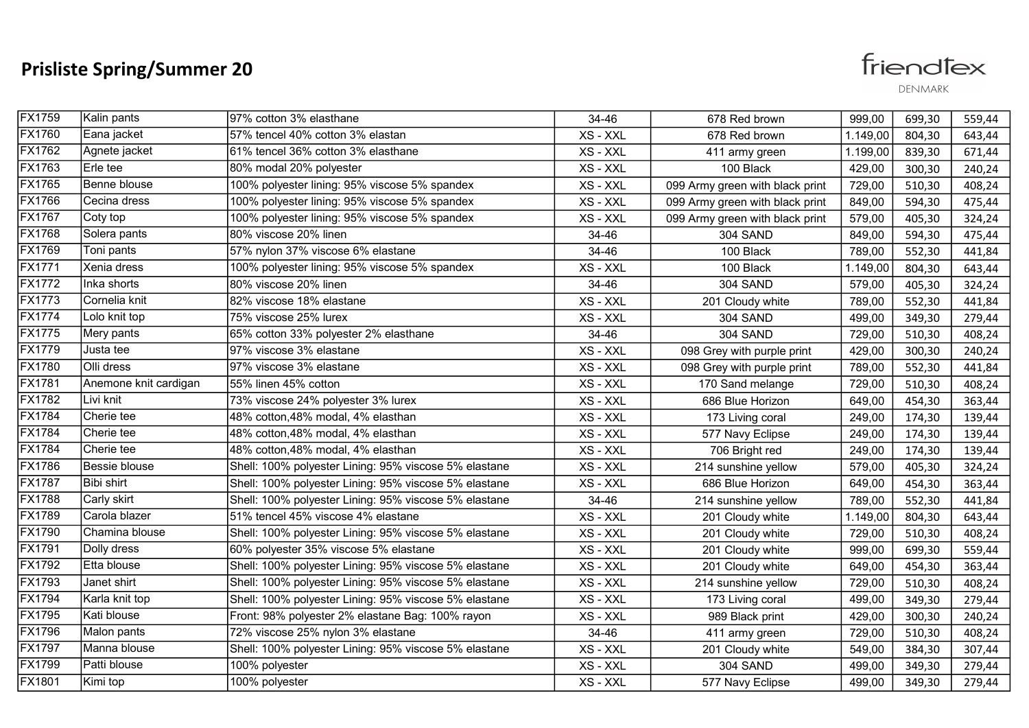# Prisliste Spring/Summer 20

friendtex DENMARK

| | | | | | | | |
|---|---|---|---|---|---|---|---|
| FX1759 | Kalin pants | 97% cotton 3% elasthane | 34-46 | 678 Red brown | 999,00 | 699,30 | 559,44 |
| FX1760 | Eana jacket | 57% tencel 40% cotton 3% elastan | XS - XXL | 678 Red brown | 1.149,00 | 804,30 | 643,44 |
| FX1762 | Agnete jacket | 61% tencel 36% cotton 3% elasthane | XS - XXL | 411 army green | 1.199,00 | 839,30 | 671,44 |
| FX1763 | Erle tee | 80% modal 20% polyester | XS - XXL | 100 Black | 429,00 | 300,30 | 240,24 |
| FX1765 | Benne blouse | 100% polyester lining: 95% viscose 5% spandex | XS - XXL | 099 Army green with black print | 729,00 | 510,30 | 408,24 |
| FX1766 | Cecina dress | 100% polyester lining: 95% viscose 5% spandex | XS - XXL | 099 Army green with black print | 849,00 | 594,30 | 475,44 |
| FX1767 | Coty top | 100% polyester lining: 95% viscose 5% spandex | XS - XXL | 099 Army green with black print | 579,00 | 405,30 | 324,24 |
| FX1768 | Solera pants | 80% viscose 20% linen | 34-46 | 304 SAND | 849,00 | 594,30 | 475,44 |
| FX1769 | Toni pants | 57% nylon 37% viscose 6% elastane | 34-46 | 100 Black | 789,00 | 552,30 | 441,84 |
| FX1771 | Xenia dress | 100% polyester lining: 95% viscose 5% spandex | XS - XXL | 100 Black | 1.149,00 | 804,30 | 643,44 |
| FX1772 | Inka shorts | 80% viscose 20% linen | 34-46 | 304 SAND | 579,00 | 405,30 | 324,24 |
| FX1773 | Cornelia knit | 82% viscose 18% elastane | XS - XXL | 201 Cloudy white | 789,00 | 552,30 | 441,84 |
| FX1774 | Lolo knit top | 75% viscose 25% lurex | XS - XXL | 304 SAND | 499,00 | 349,30 | 279,44 |
| FX1775 | Mery pants | 65% cotton 33% polyester 2% elasthane | 34-46 | 304 SAND | 729,00 | 510,30 | 408,24 |
| FX1779 | Justa tee | 97% viscose 3% elastane | XS - XXL | 098 Grey with purple print | 429,00 | 300,30 | 240,24 |
| FX1780 | Olli dress | 97% viscose 3% elastane | XS - XXL | 098 Grey with purple print | 789,00 | 552,30 | 441,84 |
| FX1781 | Anemone knit cardigan | 55% linen 45% cotton | XS - XXL | 170 Sand melange | 729,00 | 510,30 | 408,24 |
| FX1782 | Livi knit | 73% viscose 24% polyester 3% lurex | XS - XXL | 686 Blue Horizon | 649,00 | 454,30 | 363,44 |
| FX1784 | Cherie tee | 48% cotton,48% modal, 4% elasthan | XS - XXL | 173 Living coral | 249,00 | 174,30 | 139,44 |
| FX1784 | Cherie tee | 48% cotton,48% modal, 4% elasthan | XS - XXL | 577 Navy Eclipse | 249,00 | 174,30 | 139,44 |
| FX1784 | Cherie tee | 48% cotton,48% modal, 4% elasthan | XS - XXL | 706 Bright red | 249,00 | 174,30 | 139,44 |
| FX1786 | Bessie blouse | Shell: 100% polyester Lining: 95% viscose 5% elastane | XS - XXL | 214 sunshine yellow | 579,00 | 405,30 | 324,24 |
| FX1787 | Bibi shirt | Shell: 100% polyester Lining: 95% viscose 5% elastane | XS - XXL | 686 Blue Horizon | 649,00 | 454,30 | 363,44 |
| FX1788 | Carly skirt | Shell: 100% polyester Lining: 95% viscose 5% elastane | 34-46 | 214 sunshine yellow | 789,00 | 552,30 | 441,84 |
| FX1789 | Carola blazer | 51% tencel 45% viscose 4% elastane | XS - XXL | 201 Cloudy white | 1.149,00 | 804,30 | 643,44 |
| FX1790 | Chamina blouse | Shell: 100% polyester Lining: 95% viscose 5% elastane | XS - XXL | 201 Cloudy white | 729,00 | 510,30 | 408,24 |
| FX1791 | Dolly dress | 60% polyester 35% viscose 5% elastane | XS - XXL | 201 Cloudy white | 999,00 | 699,30 | 559,44 |
| FX1792 | Etta blouse | Shell: 100% polyester Lining: 95% viscose 5% elastane | XS - XXL | 201 Cloudy white | 649,00 | 454,30 | 363,44 |
| FX1793 | Janet shirt | Shell: 100% polyester Lining: 95% viscose 5% elastane | XS - XXL | 214 sunshine yellow | 729,00 | 510,30 | 408,24 |
| FX1794 | Karla knit top | Shell: 100% polyester Lining: 95% viscose 5% elastane | XS - XXL | 173 Living coral | 499,00 | 349,30 | 279,44 |
| FX1795 | Kati blouse | Front: 98% polyester 2% elastane Bag: 100% rayon | XS - XXL | 989 Black print | 429,00 | 300,30 | 240,24 |
| FX1796 | Malon pants | 72% viscose 25% nylon 3% elastane | 34-46 | 411 army green | 729,00 | 510,30 | 408,24 |
| FX1797 | Manna blouse | Shell: 100% polyester Lining: 95% viscose 5% elastane | XS - XXL | 201 Cloudy white | 549,00 | 384,30 | 307,44 |
| FX1799 | Patti blouse | 100% polyester | XS - XXL | 304 SAND | 499,00 | 349,30 | 279,44 |
| FX1801 | Kimi top | 100% polyester | XS - XXL | 577 Navy Eclipse | 499,00 | 349,30 | 279,44 |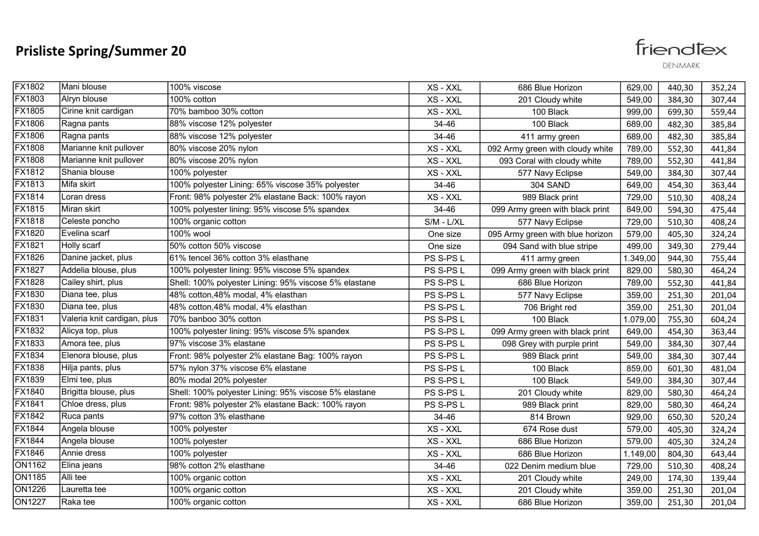# Prisliste Spring/Summer 20

friendTex DENMARK

| | | | | | | | |
|---|---|---|---|---|---|---|---|
| FX1802 | Mani blouse | 100% viscose | XS - XXL | 686 Blue Horizon | 629,00 | 440,30 | 352,24 |
| FX1803 | Alryn blouse | 100% cotton | XS - XXL | 201 Cloudy white | 549,00 | 384,30 | 307,44 |
| FX1805 | Cirine knit cardigan | 70% bamboo 30% cotton | XS - XXL | 100 Black | 999,00 | 699,30 | 559,44 |
| FX1806 | Ragna pants | 88% viscose 12% polyester | 34-46 | 100 Black | 689,00 | 482,30 | 385,84 |
| FX1806 | Ragna pants | 88% viscose 12% polyester | 34-46 | 411 army green | 689,00 | 482,30 | 385,84 |
| FX1808 | Marianne knit pullover | 80% viscose 20% nylon | XS - XXL | 092 Army green with cloudy white | 789,00 | 552,30 | 441,84 |
| FX1808 | Marianne knit pullover | 80% viscose 20% nylon | XS - XXL | 093 Coral with cloudy white | 789,00 | 552,30 | 441,84 |
| FX1812 | Shania blouse | 100% polyester | XS - XXL | 577 Navy Eclipse | 549,00 | 384,30 | 307,44 |
| FX1813 | Mifa skirt | 100% polyester Lining: 65% viscose 35% polyester | 34-46 | 304 SAND | 649,00 | 454,30 | 363,44 |
| FX1814 | Loran dress | Front: 98% polyester 2% elastane Back: 100% rayon | XS - XXL | 989 Black print | 729,00 | 510,30 | 408,24 |
| FX1815 | Miran skirt | 100% polyester lining: 95% viscose 5% spandex | 34-46 | 099 Army green with black print | 849,00 | 594,30 | 475,44 |
| FX1818 | Celeste poncho | 100% organic cotton | S/M - L/XL | 577 Navy Eclipse | 729,00 | 510,30 | 408,24 |
| FX1820 | Evelina scarf | 100% wool | One size | 095 Army green with blue horizon | 579,00 | 405,30 | 324,24 |
| FX1821 | Holly scarf | 50% cotton 50% viscose | One size | 094 Sand with blue stripe | 499,00 | 349,30 | 279,44 |
| FX1826 | Danine jacket, plus | 61% tencel 36% cotton 3% elasthane | PS S-PS L | 411 army green | 1.349,00 | 944,30 | 755,44 |
| FX1827 | Addelia blouse, plus | 100% polyester lining: 95% viscose 5% spandex | PS S-PS L | 099 Army green with black print | 829,00 | 580,30 | 464,24 |
| FX1828 | Cailey shirt, plus | Shell: 100% polyester Lining: 95% viscose 5% elastane | PS S-PS L | 686 Blue Horizon | 789,00 | 552,30 | 441,84 |
| FX1830 | Diana tee, plus | 48% cotton,48% modal, 4% elasthan | PS S-PS L | 577 Navy Eclipse | 359,00 | 251,30 | 201,04 |
| FX1830 | Diana tee, plus | 48% cotton,48% modal, 4% elasthan | PS S-PS L | 706 Bright red | 359,00 | 251,30 | 201,04 |
| FX1831 | Valeria knit cardigan, plus | 70% banboo 30% cotton | PS S-PS L | 100 Black | 1.079,00 | 755,30 | 604,24 |
| FX1832 | Alicya top, plus | 100% polyester lining: 95% viscose 5% spandex | PS S-PS L | 099 Army green with black print | 649,00 | 454,30 | 363,44 |
| FX1833 | Amora tee, plus | 97% viscose 3% elastane | PS S-PS L | 098 Grey with purple print | 549,00 | 384,30 | 307,44 |
| FX1834 | Elenora blouse, plus | Front: 98% polyester 2% elastane Bag: 100% rayon | PS S-PS L | 989 Black print | 549,00 | 384,30 | 307,44 |
| FX1838 | Hilja pants, plus | 57% nylon 37% viscose 6% elastane | PS S-PS L | 100 Black | 859,00 | 601,30 | 481,04 |
| FX1839 | Elmi tee, plus | 80% modal 20% polyester | PS S-PS L | 100 Black | 549,00 | 384,30 | 307,44 |
| FX1840 | Brigitta blouse, plus | Shell: 100% polyester Lining: 95% viscose 5% elastane | PS S-PS L | 201 Cloudy white | 829,00 | 580,30 | 464,24 |
| FX1841 | Chloe dress, plus | Front: 98% polyester 2% elastane Back: 100% rayon | PS S-PS L | 989 Black print | 829,00 | 580,30 | 464,24 |
| FX1842 | Ruca pants | 97% cotton 3% elasthane | 34-46 | 814 Brown | 929,00 | 650,30 | 520,24 |
| FX1844 | Angela blouse | 100% polyester | XS - XXL | 674 Rose dust | 579,00 | 405,30 | 324,24 |
| FX1844 | Angela blouse | 100% polyester | XS - XXL | 686 Blue Horizon | 579,00 | 405,30 | 324,24 |
| FX1846 | Annie dress | 100% polyester | XS - XXL | 686 Blue Horizon | 1.149,00 | 804,30 | 643,44 |
| ON1162 | Elina jeans | 98% cotton 2% elasthane | 34-46 | 022 Denim medium blue | 729,00 | 510,30 | 408,24 |
| ON1185 | Alli tee | 100% organic cotton | XS - XXL | 201 Cloudy white | 249,00 | 174,30 | 139,44 |
| ON1226 | Lauretta tee | 100% organic cotton | XS - XXL | 201 Cloudy white | 359,00 | 251,30 | 201,04 |
| ON1227 | Raka tee | 100% organic cotton | XS - XXL | 686 Blue Horizon | 359,00 | 251,30 | 201,04 |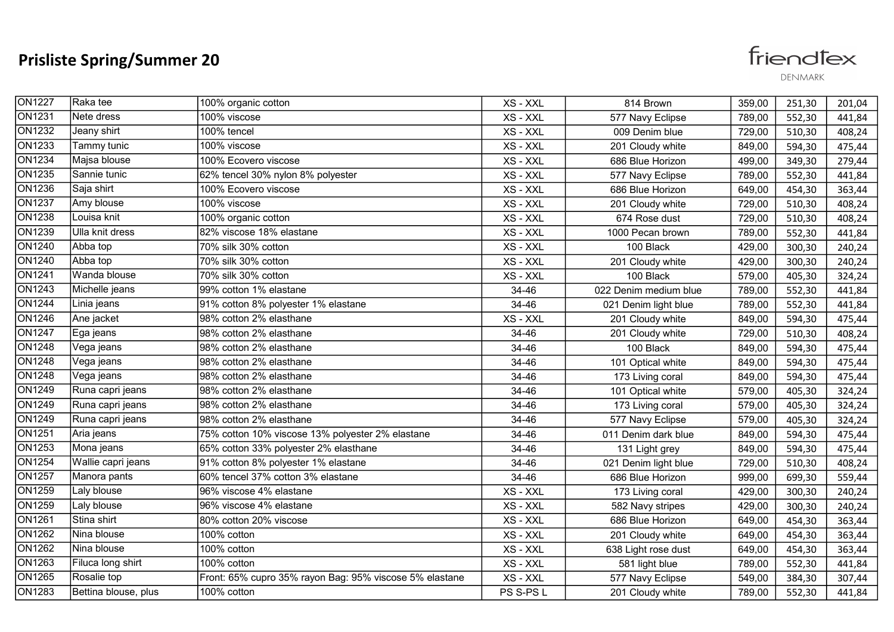# Prisliste Spring/Summer 20

friendtex DENMARK

| | | | | | | | |
|---|---|---|---|---|---|---|---|
| ON1227 | Raka tee | 100% organic cotton | XS - XXL | 814 Brown | 359,00 | 251,30 | 201,04 |
| ON1231 | Nete dress | 100% viscose | XS - XXL | 577 Navy Eclipse | 789,00 | 552,30 | 441,84 |
| ON1232 | Jeany shirt | 100% tencel | XS - XXL | 009 Denim blue | 729,00 | 510,30 | 408,24 |
| ON1233 | Tammy tunic | 100% viscose | XS - XXL | 201 Cloudy white | 849,00 | 594,30 | 475,44 |
| ON1234 | Majsa blouse | 100% Ecovero viscose | XS - XXL | 686 Blue Horizon | 499,00 | 349,30 | 279,44 |
| ON1235 | Sannie tunic | 62% tencel 30% nylon 8% polyester | XS - XXL | 577 Navy Eclipse | 789,00 | 552,30 | 441,84 |
| ON1236 | Saja shirt | 100% Ecovero viscose | XS - XXL | 686 Blue Horizon | 649,00 | 454,30 | 363,44 |
| ON1237 | Amy blouse | 100% viscose | XS - XXL | 201 Cloudy white | 729,00 | 510,30 | 408,24 |
| ON1238 | Louisa knit | 100% organic cotton | XS - XXL | 674 Rose dust | 729,00 | 510,30 | 408,24 |
| ON1239 | Ulla knit dress | 82% viscose 18% elastane | XS - XXL | 1000 Pecan brown | 789,00 | 552,30 | 441,84 |
| ON1240 | Abba top | 70% silk 30% cotton | XS - XXL | 100 Black | 429,00 | 300,30 | 240,24 |
| ON1240 | Abba top | 70% silk 30% cotton | XS - XXL | 201 Cloudy white | 429,00 | 300,30 | 240,24 |
| ON1241 | Wanda blouse | 70% silk 30% cotton | XS - XXL | 100 Black | 579,00 | 405,30 | 324,24 |
| ON1243 | Michelle jeans | 99% cotton 1% elastane | 34-46 | 022 Denim medium blue | 789,00 | 552,30 | 441,84 |
| ON1244 | Linia jeans | 91% cotton 8% polyester 1% elastane | 34-46 | 021 Denim light blue | 789,00 | 552,30 | 441,84 |
| ON1246 | Ane jacket | 98% cotton 2% elasthane | XS - XXL | 201 Cloudy white | 849,00 | 594,30 | 475,44 |
| ON1247 | Ega jeans | 98% cotton 2% elasthane | 34-46 | 201 Cloudy white | 729,00 | 510,30 | 408,24 |
| ON1248 | Vega jeans | 98% cotton 2% elasthane | 34-46 | 100 Black | 849,00 | 594,30 | 475,44 |
| ON1248 | Vega jeans | 98% cotton 2% elasthane | 34-46 | 101 Optical white | 849,00 | 594,30 | 475,44 |
| ON1248 | Vega jeans | 98% cotton 2% elasthane | 34-46 | 173 Living coral | 849,00 | 594,30 | 475,44 |
| ON1249 | Runa capri jeans | 98% cotton 2% elasthane | 34-46 | 101 Optical white | 579,00 | 405,30 | 324,24 |
| ON1249 | Runa capri jeans | 98% cotton 2% elasthane | 34-46 | 173 Living coral | 579,00 | 405,30 | 324,24 |
| ON1249 | Runa capri jeans | 98% cotton 2% elasthane | 34-46 | 577 Navy Eclipse | 579,00 | 405,30 | 324,24 |
| ON1251 | Aria jeans | 75% cotton 10% viscose 13% polyester 2% elastane | 34-46 | 011 Denim dark blue | 849,00 | 594,30 | 475,44 |
| ON1253 | Mona jeans | 65% cotton 33% polyester 2% elasthane | 34-46 | 131 Light grey | 849,00 | 594,30 | 475,44 |
| ON1254 | Wallie capri jeans | 91% cotton 8% polyester 1% elastane | 34-46 | 021 Denim light blue | 729,00 | 510,30 | 408,24 |
| ON1257 | Manora pants | 60% tencel 37% cotton 3% elastane | 34-46 | 686 Blue Horizon | 999,00 | 699,30 | 559,44 |
| ON1259 | Laly blouse | 96% viscose 4% elastane | XS - XXL | 173 Living coral | 429,00 | 300,30 | 240,24 |
| ON1259 | Laly blouse | 96% viscose 4% elastane | XS - XXL | 582 Navy stripes | 429,00 | 300,30 | 240,24 |
| ON1261 | Stina shirt | 80% cotton 20% viscose | XS - XXL | 686 Blue Horizon | 649,00 | 454,30 | 363,44 |
| ON1262 | Nina blouse | 100% cotton | XS - XXL | 201 Cloudy white | 649,00 | 454,30 | 363,44 |
| ON1262 | Nina blouse | 100% cotton | XS - XXL | 638 Light rose dust | 649,00 | 454,30 | 363,44 |
| ON1263 | Filuca long shirt | 100% cotton | XS - XXL | 581 light blue | 789,00 | 552,30 | 441,84 |
| ON1265 | Rosalie top | Front: 65% cupro 35% rayon Bag: 95% viscose 5% elastane | XS - XXL | 577 Navy Eclipse | 549,00 | 384,30 | 307,44 |
| ON1283 | Bettina blouse, plus | 100% cotton | PS S-PS L | 201 Cloudy white | 789,00 | 552,30 | 441,84 |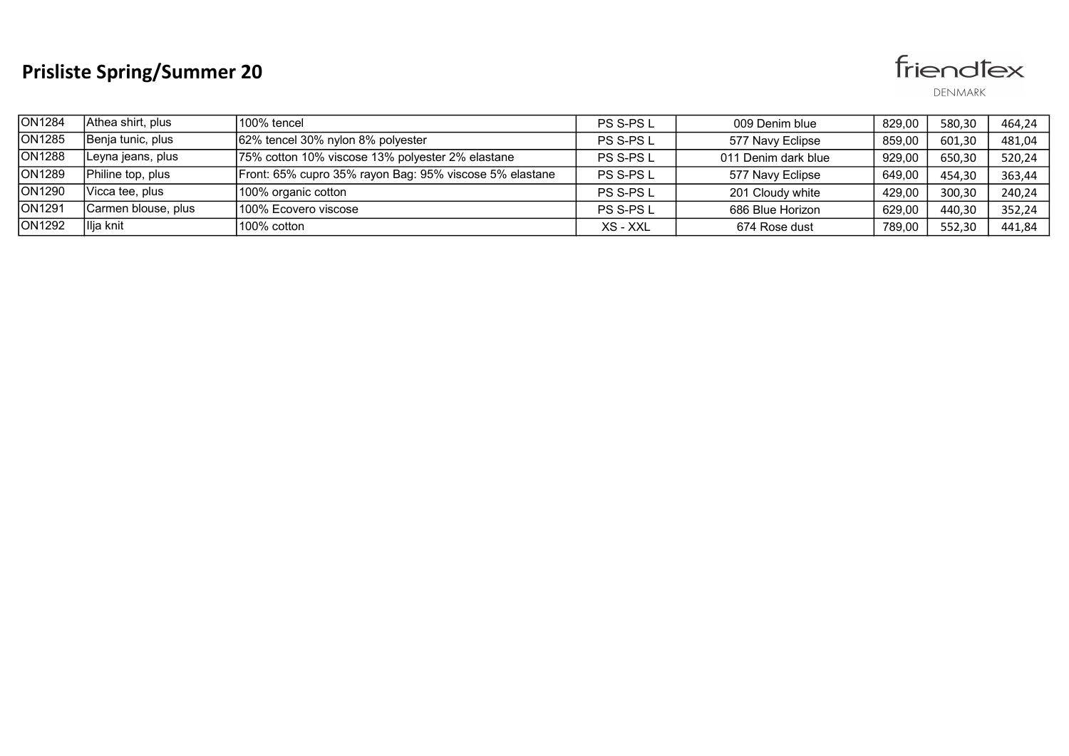# Prisliste Spring/Summer 20

friendtex
DENMARK

| | | | | | | | |
|---|---|---|---|---|---|---|---|
| ON1284 | Athea shirt, plus | 100% tencel | PS S-PS L | 009 Denim blue | 829,00 | 580,30 | 464,24 |
| ON1285 | Benja tunic, plus | 62% tencel 30% nylon 8% polyester | PS S-PS L | 577 Navy Eclipse | 859,00 | 601,30 | 481,04 |
| ON1288 | Leyna jeans, plus | 75% cotton 10% viscose 13% polyester 2% elastane | PS S-PS L | 011 Denim dark blue | 929,00 | 650,30 | 520,24 |
| ON1289 | Philine top, plus | Front: 65% cupro 35% rayon Bag: 95% viscose 5% elastane | PS S-PS L | 577 Navy Eclipse | 649,00 | 454,30 | 363,44 |
| ON1290 | Vicca tee, plus | 100% organic cotton | PS S-PS L | 201 Cloudy white | 429,00 | 300,30 | 240,24 |
| ON1291 | Carmen blouse, plus | 100% Ecovero viscose | PS S-PS L | 686 Blue Horizon | 629,00 | 440,30 | 352,24 |
| ON1292 | Ilja knit | 100% cotton | XS - XXL | 674 Rose dust | 789,00 | 552,30 | 441,84 |